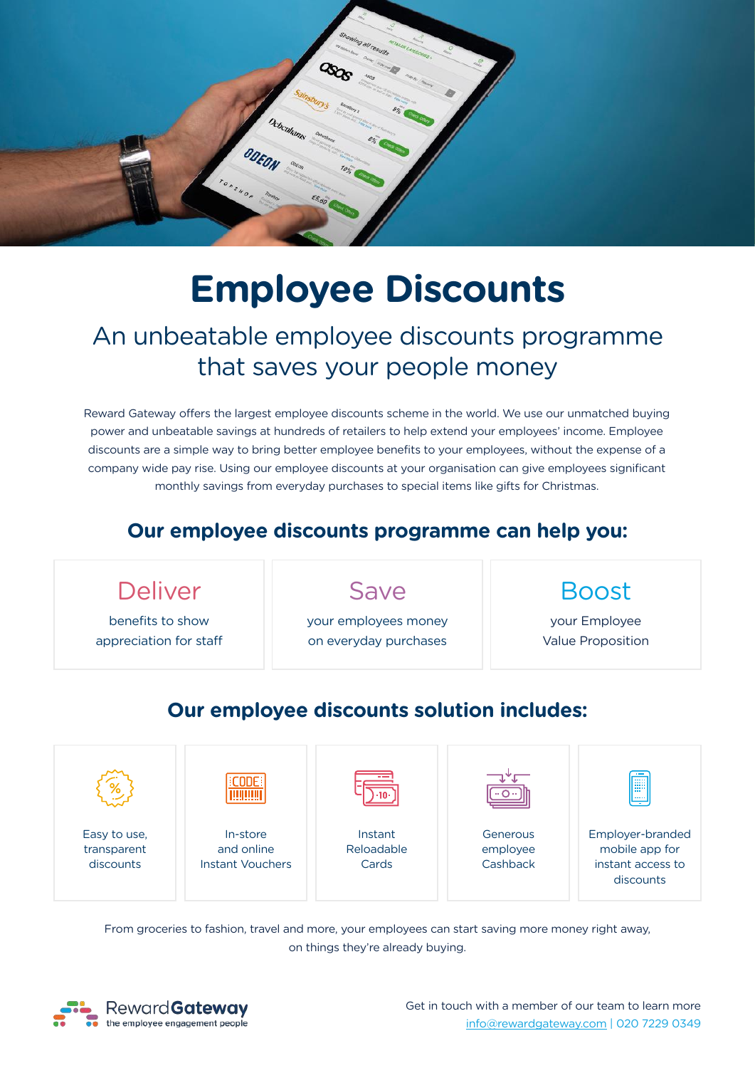# Employee Discounts

## An unbeatable employee discounts programme that saves your people money

Reward Gateway offers the largest employee discounts scheme in the world. We use our unmatched buying power and unbeatable savings at hundreds of retailers to help extend your employees' income. Employee discounts are a simple way to bring better employee benefits to your employees, without the expense of a company wide pay rise. Using our employee discounts at your organisation can give employees significant monthly savings from everyday purchases to special items like gifts for Christmas.

## Our employee discounts programme can help you:

**Deliver**
benefits to show appreciation for staff

**Save**
your employees money on everyday purchases

**Boost**
your Employee Value Proposition

## Our employee discounts solution includes:

- Easy to use, transparent discounts
- In-store and online Instant Vouchers
- Instant Reloadable Cards
- Generous employee Cashback
- Employer-branded mobile app for instant access to discounts

From groceries to fashion, travel and more, your employees can start saving more money right away, on things they're already buying.

RewardGateway
the employee engagement people

Get in touch with a member of our team to learn more
info@rewardgateway.com | 020 7229 0349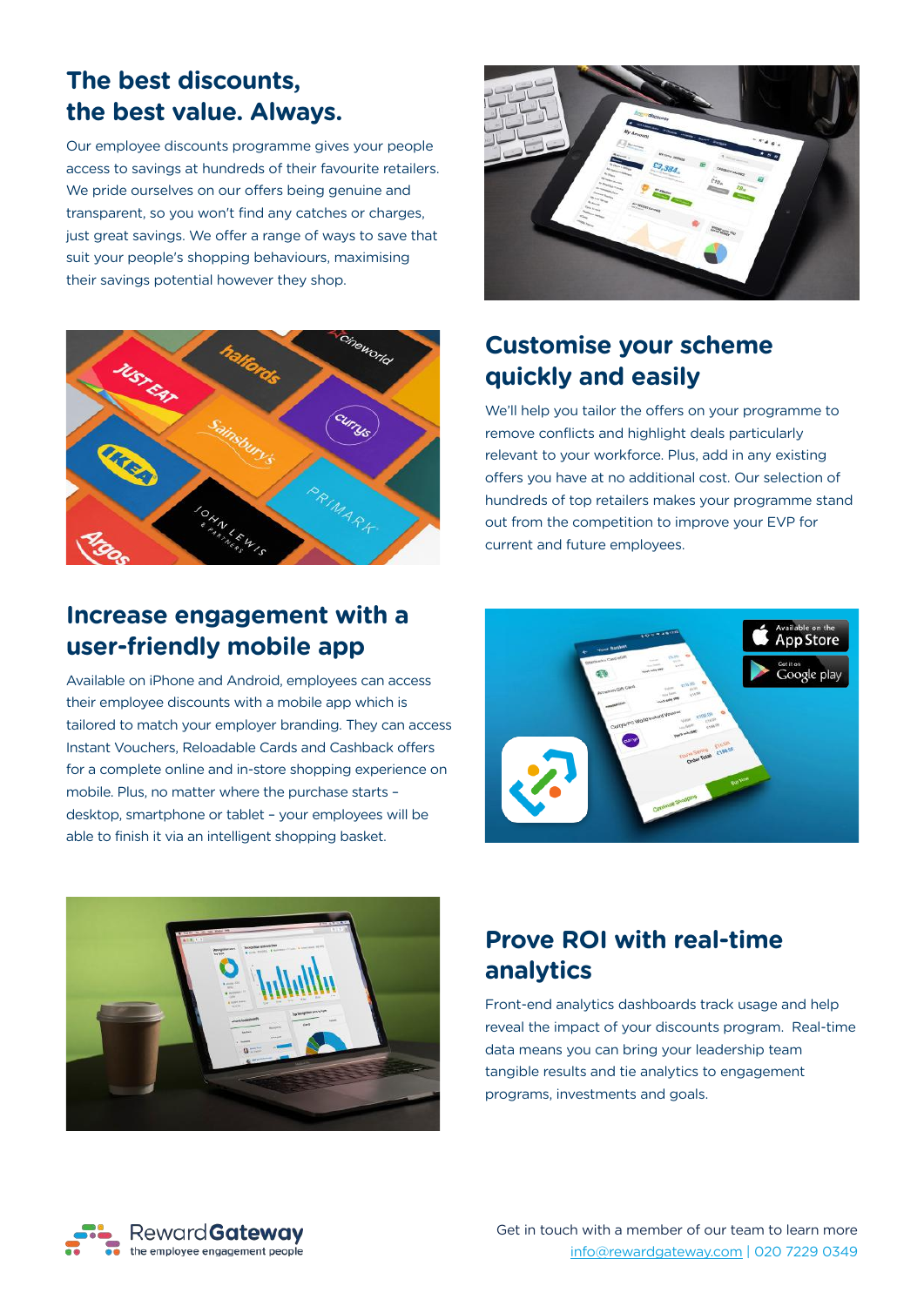## The best discounts, the best value. Always.

Our employee discounts programme gives your people access to savings at hundreds of their favourite retailers. We pride ourselves on our offers being genuine and transparent, so you won't find any catches or charges, just great savings. We offer a range of ways to save that suit your people's shopping behaviours, maximising their savings potential however they shop.

## Customise your scheme quickly and easily

We'll help you tailor the offers on your programme to remove conflicts and highlight deals particularly relevant to your workforce. Plus, add in any existing offers you have at no additional cost. Our selection of hundreds of top retailers makes your programme stand out from the competition to improve your EVP for current and future employees.

## Increase engagement with a user-friendly mobile app

Available on iPhone and Android, employees can access their employee discounts with a mobile app which is tailored to match your employer branding. They can access Instant Vouchers, Reloadable Cards and Cashback offers for a complete online and in-store shopping experience on mobile. Plus, no matter where the purchase starts – desktop, smartphone or tablet – your employees will be able to finish it via an intelligent shopping basket.

## Prove ROI with real-time analytics

Front-end analytics dashboards track usage and help reveal the impact of your discounts program. Real-time data means you can bring your leadership team tangible results and tie analytics to engagement programs, investments and goals.

RewardGateway
the employee engagement people

Get in touch with a member of our team to learn more
info@rewardgateway.com | 020 7229 0349